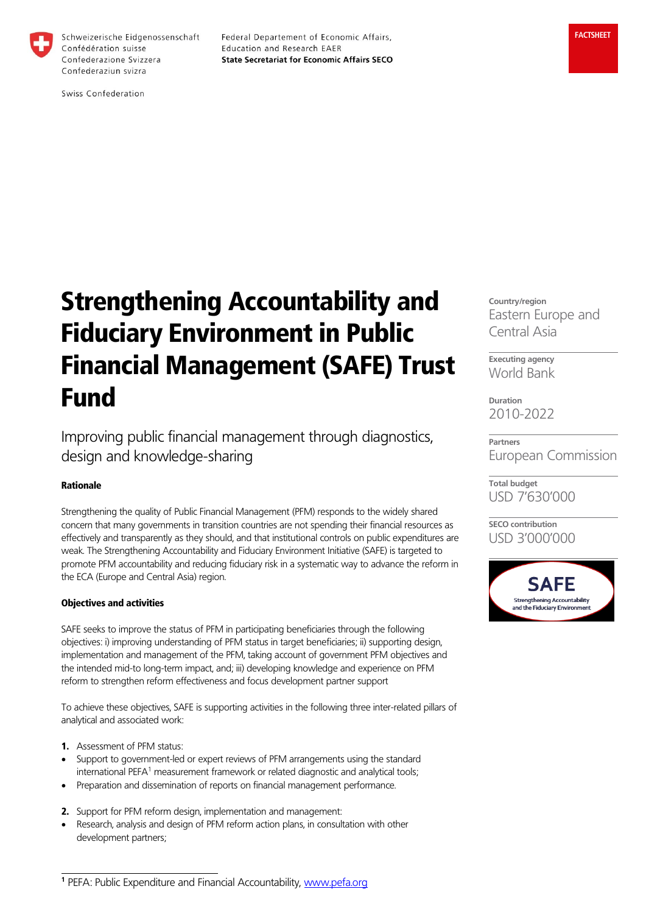Schweizerische Eidgenossenschaft
Confédération suisse
Confederazione Svizzera
Confederaziun svizra

Swiss Confederation

Federal Departement of Economic Affairs,
Education and Research EAER
**State Secretariat for Economic Affairs SECO**

**FACTSHEET**

# Strengthening Accountability and Fiduciary Environment in Public Financial Management (SAFE) Trust Fund

## Improving public financial management through diagnostics, design and knowledge-sharing

**Country/region**
Eastern Europe and Central Asia

**Executing agency**
World Bank

**Duration**
2010-2022

**Partners**
European Commission

**Total budget**
USD 7'630'000

**SECO contribution**
USD 3'000'000

SAFE
Strengthening Accountability and the Fiduciary Environment

### Rationale

Strengthening the quality of Public Financial Management (PFM) responds to the widely shared concern that many governments in transition countries are not spending their financial resources as effectively and transparently as they should, and that institutional controls on public expenditures are weak. The Strengthening Accountability and Fiduciary Environment Initiative (SAFE) is targeted to promote PFM accountability and reducing fiduciary risk in a systematic way to advance the reform in the ECA (Europe and Central Asia) region.

### Objectives and activities

SAFE seeks to improve the status of PFM in participating beneficiaries through the following objectives: i) improving understanding of PFM status in target beneficiaries; ii) supporting design, implementation and management of the PFM, taking account of government PFM objectives and the intended mid-to long-term impact, and; iii) developing knowledge and experience on PFM reform to strengthen reform effectiveness and focus development partner support

To achieve these objectives, SAFE is supporting activities in the following three inter-related pillars of analytical and associated work:

1. Assessment of PFM status:
- Support to government-led or expert reviews of PFM arrangements using the standard international PEFA[1] measurement framework or related diagnostic and analytical tools;
- Preparation and dissemination of reports on financial management performance.

2. Support for PFM reform design, implementation and management:
- Research, analysis and design of PFM reform action plans, in consultation with other development partners;

[1] PEFA: Public Expenditure and Financial Accountability, www.pefa.org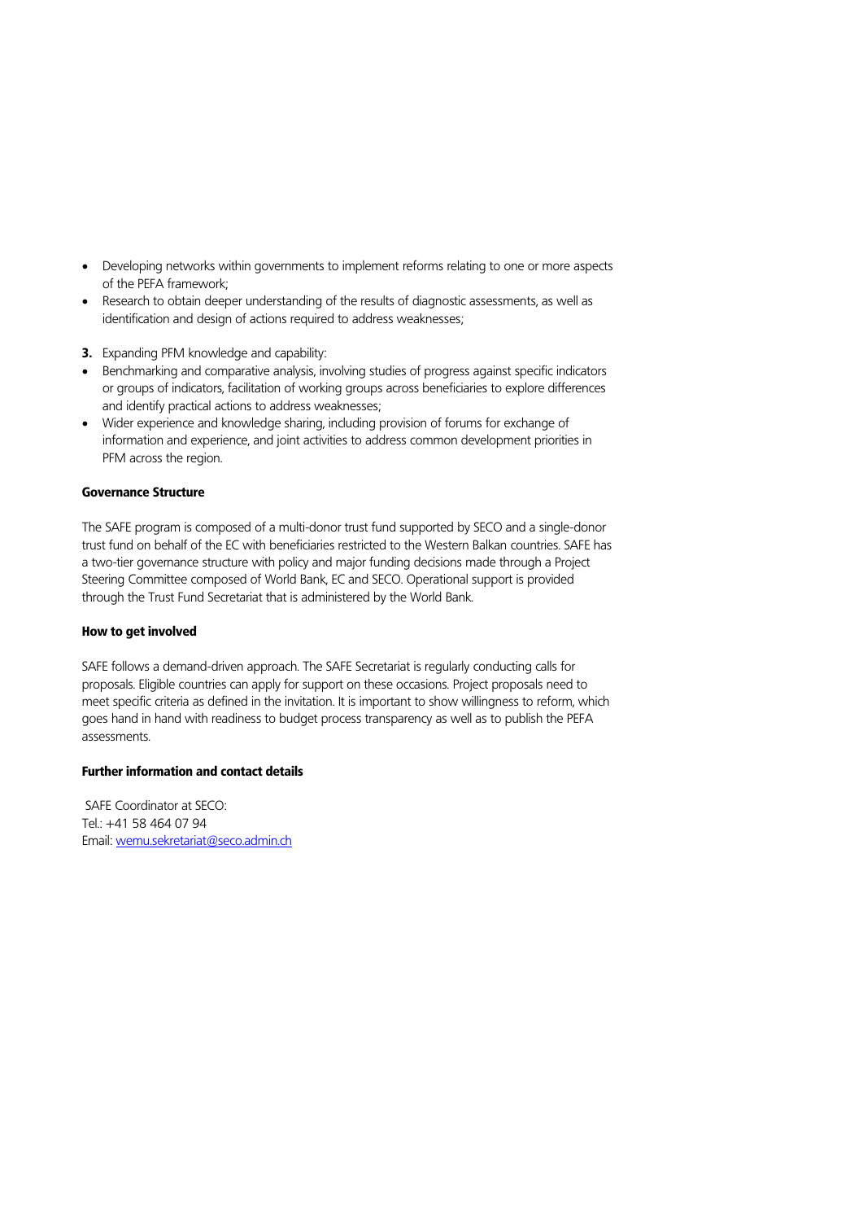- Developing networks within governments to implement reforms relating to one or more aspects of the PEFA framework;
- Research to obtain deeper understanding of the results of diagnostic assessments, as well as identification and design of actions required to address weaknesses;

**3.** Expanding PFM knowledge and capability:

- Benchmarking and comparative analysis, involving studies of progress against specific indicators or groups of indicators, facilitation of working groups across beneficiaries to explore differences and identify practical actions to address weaknesses;
- Wider experience and knowledge sharing, including provision of forums for exchange of information and experience, and joint activities to address common development priorities in PFM across the region.

### Governance Structure

The SAFE program is composed of a multi-donor trust fund supported by SECO and a single-donor trust fund on behalf of the EC with beneficiaries restricted to the Western Balkan countries. SAFE has a two-tier governance structure with policy and major funding decisions made through a Project Steering Committee composed of World Bank, EC and SECO. Operational support is provided through the Trust Fund Secretariat that is administered by the World Bank.

### How to get involved

SAFE follows a demand-driven approach. The SAFE Secretariat is regularly conducting calls for proposals. Eligible countries can apply for support on these occasions. Project proposals need to meet specific criteria as defined in the invitation. It is important to show willingness to reform, which goes hand in hand with readiness to budget process transparency as well as to publish the PEFA assessments.

### Further information and contact details

SAFE Coordinator at SECO:
Tel.: +41 58 464 07 94
Email: wemu.sekretariat@seco.admin.ch